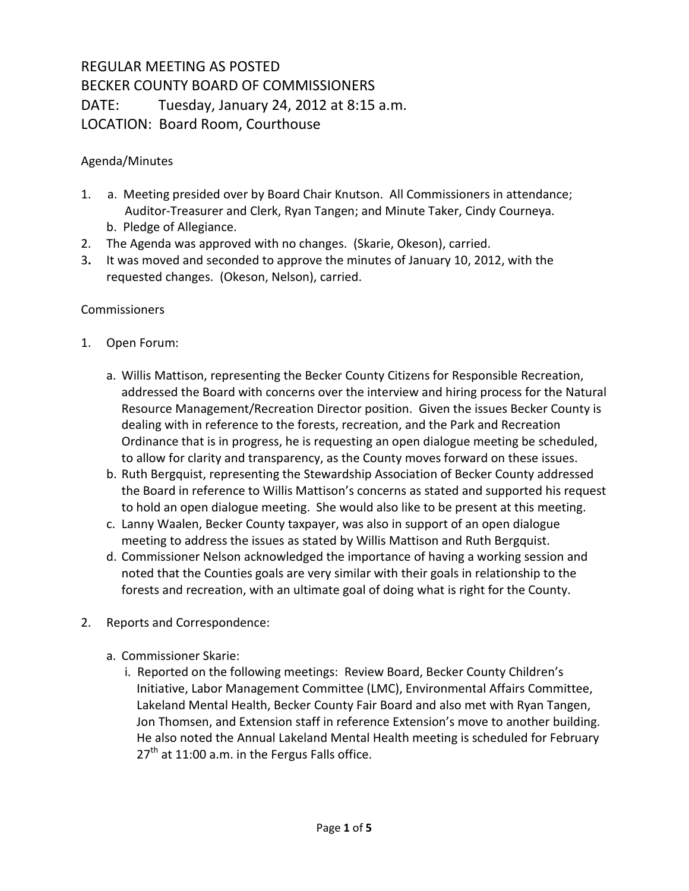# REGULAR MEETING AS POSTED
# BECKER COUNTY BOARD OF COMMISSIONERS
# DATE: Tuesday, January 24, 2012 at 8:15 a.m.
# LOCATION: Board Room, Courthouse

## Agenda/Minutes

1. a. Meeting presided over by Board Chair Knutson. All Commissioners in attendance; Auditor-Treasurer and Clerk, Ryan Tangen; and Minute Taker, Cindy Courneya.
   b. Pledge of Allegiance.
2. The Agenda was approved with no changes. (Skarie, Okeson), carried.
3. It was moved and seconded to approve the minutes of January 10, 2012, with the requested changes. (Okeson, Nelson), carried.

## Commissioners

1. Open Forum:

   a. Willis Mattison, representing the Becker County Citizens for Responsible Recreation, addressed the Board with concerns over the interview and hiring process for the Natural Resource Management/Recreation Director position. Given the issues Becker County is dealing with in reference to the forests, recreation, and the Park and Recreation Ordinance that is in progress, he is requesting an open dialogue meeting be scheduled, to allow for clarity and transparency, as the County moves forward on these issues.
   b. Ruth Bergquist, representing the Stewardship Association of Becker County addressed the Board in reference to Willis Mattison's concerns as stated and supported his request to hold an open dialogue meeting. She would also like to be present at this meeting.
   c. Lanny Waalen, Becker County taxpayer, was also in support of an open dialogue meeting to address the issues as stated by Willis Mattison and Ruth Bergquist.
   d. Commissioner Nelson acknowledged the importance of having a working session and noted that the Counties goals are very similar with their goals in relationship to the forests and recreation, with an ultimate goal of doing what is right for the County.

2. Reports and Correspondence:

   a. Commissioner Skarie:
      i. Reported on the following meetings: Review Board, Becker County Children's Initiative, Labor Management Committee (LMC), Environmental Affairs Committee, Lakeland Mental Health, Becker County Fair Board and also met with Ryan Tangen, Jon Thomsen, and Extension staff in reference Extension's move to another building. He also noted the Annual Lakeland Mental Health meeting is scheduled for February 27th at 11:00 a.m. in the Fergus Falls office.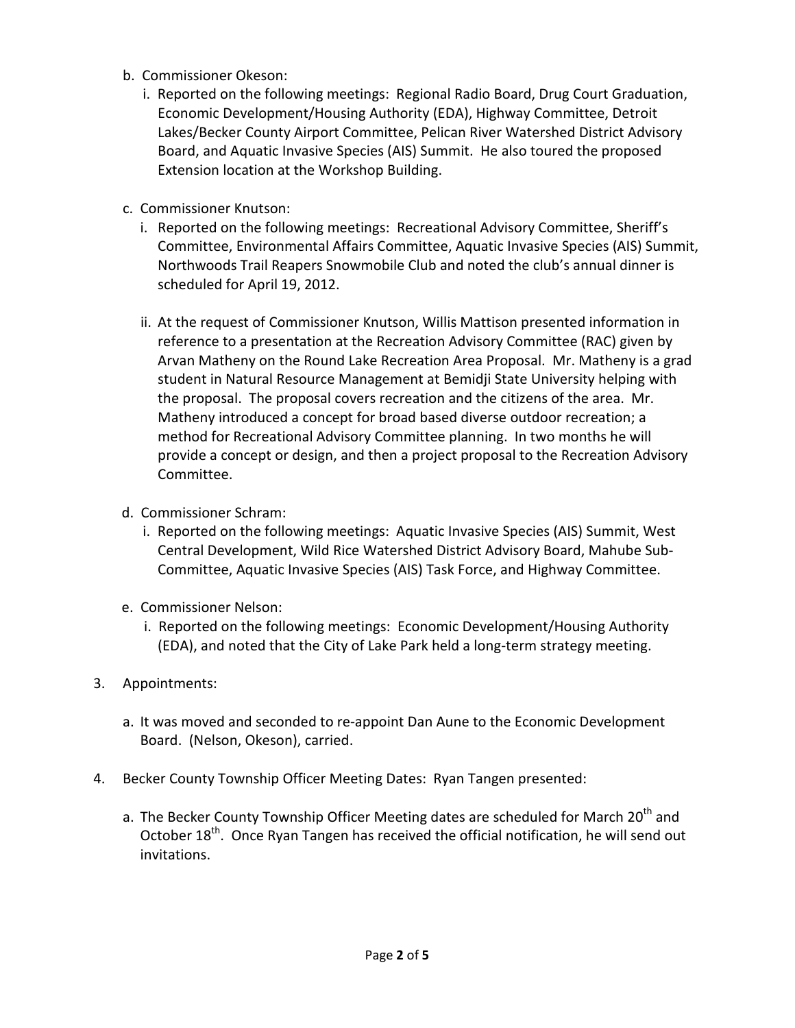b. Commissioner Okeson:
   i. Reported on the following meetings: Regional Radio Board, Drug Court Graduation, Economic Development/Housing Authority (EDA), Highway Committee, Detroit Lakes/Becker County Airport Committee, Pelican River Watershed District Advisory Board, and Aquatic Invasive Species (AIS) Summit. He also toured the proposed Extension location at the Workshop Building.

c. Commissioner Knutson:
   i. Reported on the following meetings: Recreational Advisory Committee, Sheriff's Committee, Environmental Affairs Committee, Aquatic Invasive Species (AIS) Summit, Northwoods Trail Reapers Snowmobile Club and noted the club's annual dinner is scheduled for April 19, 2012.

   ii. At the request of Commissioner Knutson, Willis Mattison presented information in reference to a presentation at the Recreation Advisory Committee (RAC) given by Arvan Matheny on the Round Lake Recreation Area Proposal. Mr. Matheny is a grad student in Natural Resource Management at Bemidji State University helping with the proposal. The proposal covers recreation and the citizens of the area. Mr. Matheny introduced a concept for broad based diverse outdoor recreation; a method for Recreational Advisory Committee planning. In two months he will provide a concept or design, and then a project proposal to the Recreation Advisory Committee.

d. Commissioner Schram:
   i. Reported on the following meetings: Aquatic Invasive Species (AIS) Summit, West Central Development, Wild Rice Watershed District Advisory Board, Mahube Sub-Committee, Aquatic Invasive Species (AIS) Task Force, and Highway Committee.

e. Commissioner Nelson:
   i. Reported on the following meetings: Economic Development/Housing Authority (EDA), and noted that the City of Lake Park held a long-term strategy meeting.

3. Appointments:

   a. It was moved and seconded to re-appoint Dan Aune to the Economic Development Board. (Nelson, Okeson), carried.

4. Becker County Township Officer Meeting Dates: Ryan Tangen presented:

   a. The Becker County Township Officer Meeting dates are scheduled for March 20th and October 18th. Once Ryan Tangen has received the official notification, he will send out invitations.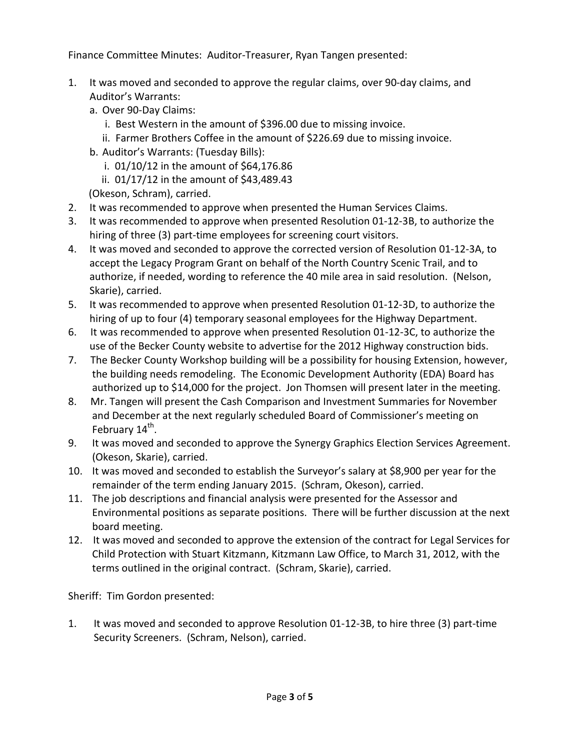Finance Committee Minutes: Auditor-Treasurer, Ryan Tangen presented:

1. It was moved and seconded to approve the regular claims, over 90-day claims, and Auditor's Warrants:
   a. Over 90-Day Claims:
      i. Best Western in the amount of $396.00 due to missing invoice.
      ii. Farmer Brothers Coffee in the amount of $226.69 due to missing invoice.
   b. Auditor's Warrants: (Tuesday Bills):
      i. 01/10/12 in the amount of $64,176.86
      ii. 01/17/12 in the amount of $43,489.43

   (Okeson, Schram), carried.
2. It was recommended to approve when presented the Human Services Claims.
3. It was recommended to approve when presented Resolution 01-12-3B, to authorize the hiring of three (3) part-time employees for screening court visitors.
4. It was moved and seconded to approve the corrected version of Resolution 01-12-3A, to accept the Legacy Program Grant on behalf of the North Country Scenic Trail, and to authorize, if needed, wording to reference the 40 mile area in said resolution. (Nelson, Skarie), carried.
5. It was recommended to approve when presented Resolution 01-12-3D, to authorize the hiring of up to four (4) temporary seasonal employees for the Highway Department.
6. It was recommended to approve when presented Resolution 01-12-3C, to authorize the use of the Becker County website to advertise for the 2012 Highway construction bids.
7. The Becker County Workshop building will be a possibility for housing Extension, however, the building needs remodeling. The Economic Development Authority (EDA) Board has authorized up to $14,000 for the project. Jon Thomsen will present later in the meeting.
8. Mr. Tangen will present the Cash Comparison and Investment Summaries for November and December at the next regularly scheduled Board of Commissioner's meeting on February 14th.
9. It was moved and seconded to approve the Synergy Graphics Election Services Agreement. (Okeson, Skarie), carried.
10. It was moved and seconded to establish the Surveyor's salary at $8,900 per year for the remainder of the term ending January 2015. (Schram, Okeson), carried.
11. The job descriptions and financial analysis were presented for the Assessor and Environmental positions as separate positions. There will be further discussion at the next board meeting.
12. It was moved and seconded to approve the extension of the contract for Legal Services for Child Protection with Stuart Kitzmann, Kitzmann Law Office, to March 31, 2012, with the terms outlined in the original contract. (Schram, Skarie), carried.

Sheriff: Tim Gordon presented:

1. It was moved and seconded to approve Resolution 01-12-3B, to hire three (3) part-time Security Screeners. (Schram, Nelson), carried.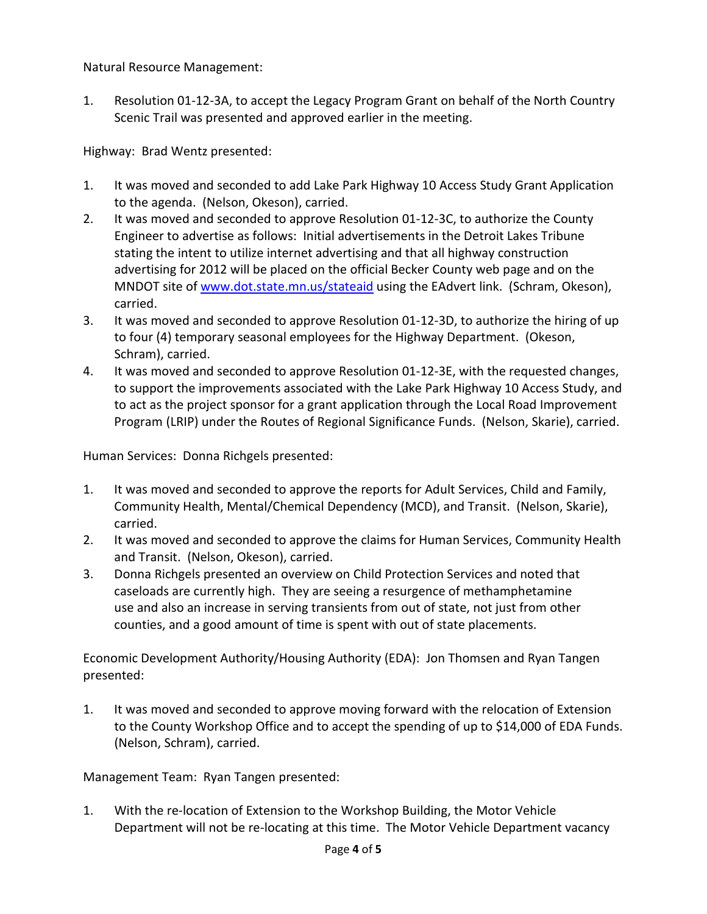Natural Resource Management:

1. Resolution 01-12-3A, to accept the Legacy Program Grant on behalf of the North Country Scenic Trail was presented and approved earlier in the meeting.

Highway: Brad Wentz presented:

1. It was moved and seconded to add Lake Park Highway 10 Access Study Grant Application to the agenda. (Nelson, Okeson), carried.
2. It was moved and seconded to approve Resolution 01-12-3C, to authorize the County Engineer to advertise as follows: Initial advertisements in the Detroit Lakes Tribune stating the intent to utilize internet advertising and that all highway construction advertising for 2012 will be placed on the official Becker County web page and on the MNDOT site of [www.dot.state.mn.us/stateaid](www.dot.state.mn.us/stateaid) using the EAdvert link. (Schram, Okeson), carried.
3. It was moved and seconded to approve Resolution 01-12-3D, to authorize the hiring of up to four (4) temporary seasonal employees for the Highway Department. (Okeson, Schram), carried.
4. It was moved and seconded to approve Resolution 01-12-3E, with the requested changes, to support the improvements associated with the Lake Park Highway 10 Access Study, and to act as the project sponsor for a grant application through the Local Road Improvement Program (LRIP) under the Routes of Regional Significance Funds. (Nelson, Skarie), carried.

Human Services: Donna Richgels presented:

1. It was moved and seconded to approve the reports for Adult Services, Child and Family, Community Health, Mental/Chemical Dependency (MCD), and Transit. (Nelson, Skarie), carried.
2. It was moved and seconded to approve the claims for Human Services, Community Health and Transit. (Nelson, Okeson), carried.
3. Donna Richgels presented an overview on Child Protection Services and noted that caseloads are currently high. They are seeing a resurgence of methamphetamine use and also an increase in serving transients from out of state, not just from other counties, and a good amount of time is spent with out of state placements.

Economic Development Authority/Housing Authority (EDA): Jon Thomsen and Ryan Tangen presented:

1. It was moved and seconded to approve moving forward with the relocation of Extension to the County Workshop Office and to accept the spending of up to $14,000 of EDA Funds. (Nelson, Schram), carried.

Management Team: Ryan Tangen presented:

1. With the re-location of Extension to the Workshop Building, the Motor Vehicle Department will not be re-locating at this time. The Motor Vehicle Department vacancy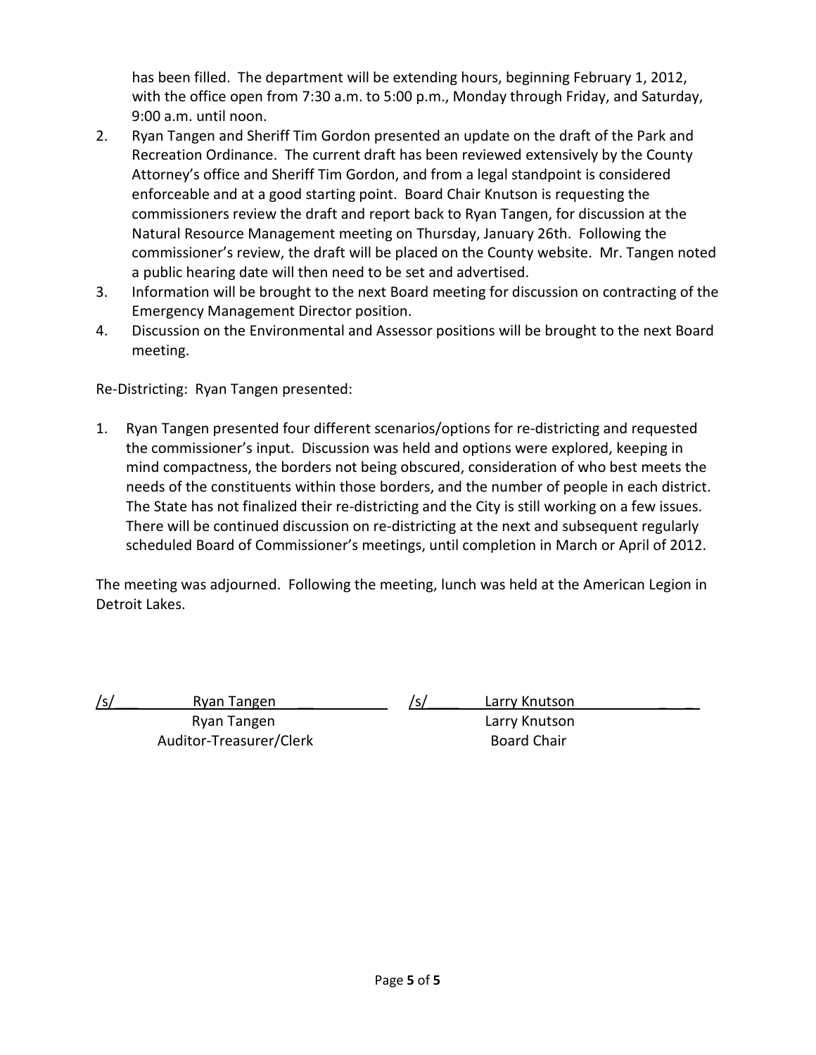has been filled. The department will be extending hours, beginning February 1, 2012, with the office open from 7:30 a.m. to 5:00 p.m., Monday through Friday, and Saturday, 9:00 a.m. until noon.

2. Ryan Tangen and Sheriff Tim Gordon presented an update on the draft of the Park and Recreation Ordinance. The current draft has been reviewed extensively by the County Attorney's office and Sheriff Tim Gordon, and from a legal standpoint is considered enforceable and at a good starting point. Board Chair Knutson is requesting the commissioners review the draft and report back to Ryan Tangen, for discussion at the Natural Resource Management meeting on Thursday, January 26th. Following the commissioner's review, the draft will be placed on the County website. Mr. Tangen noted a public hearing date will then need to be set and advertised.
3. Information will be brought to the next Board meeting for discussion on contracting of the Emergency Management Director position.
4. Discussion on the Environmental and Assessor positions will be brought to the next Board meeting.

Re-Districting: Ryan Tangen presented:

1. Ryan Tangen presented four different scenarios/options for re-districting and requested the commissioner's input. Discussion was held and options were explored, keeping in mind compactness, the borders not being obscured, consideration of who best meets the needs of the constituents within those borders, and the number of people in each district. The State has not finalized their re-districting and the City is still working on a few issues. There will be continued discussion on re-districting at the next and subsequent regularly scheduled Board of Commissioner's meetings, until completion in March or April of 2012.

The meeting was adjourned. Following the meeting, lunch was held at the American Legion in Detroit Lakes.

/s/ Ryan Tangen
Ryan Tangen
Auditor-Treasurer/Clerk

/s/ Larry Knutson
Larry Knutson
Board Chair